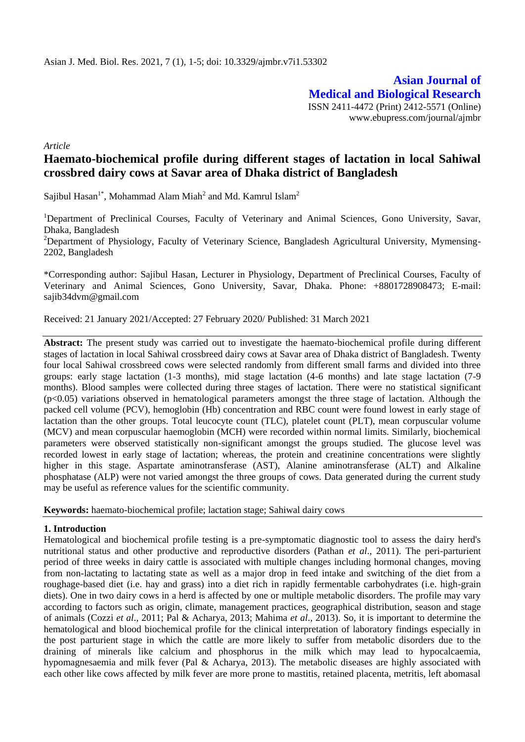**Asian Journal of Medical and Biological Research**

ISSN 2411-4472 (Print) 2412-5571 (Online)
www.ebupress.com/journal/ajmbr

*Article*

# Haemato-biochemical profile during different stages of lactation in local Sahiwal crossbred dairy cows at Savar area of Dhaka district of Bangladesh

Sajibul Hasan[1*], Mohammad Alam Miah[2] and Md. Kamrul Islam[2]

[1]Department of Preclinical Courses, Faculty of Veterinary and Animal Sciences, Gono University, Savar, Dhaka, Bangladesh

[2]Department of Physiology, Faculty of Veterinary Science, Bangladesh Agricultural University, Mymensing-2202, Bangladesh

*Corresponding author: Sajibul Hasan, Lecturer in Physiology, Department of Preclinical Courses, Faculty of Veterinary and Animal Sciences, Gono University, Savar, Dhaka. Phone: +8801728908473; E-mail: sajib34dvm@gmail.com

Received: 21 January 2021/Accepted: 27 February 2020/ Published: 31 March 2021

**Abstract:** The present study was carried out to investigate the haemato-biochemical profile during different stages of lactation in local Sahiwal crossbreed dairy cows at Savar area of Dhaka district of Bangladesh. Twenty four local Sahiwal crossbreed cows were selected randomly from different small farms and divided into three groups: early stage lactation (1-3 months), mid stage lactation (4-6 months) and late stage lactation (7-9 months). Blood samples were collected during three stages of lactation. There were no statistical significant ($p<0.05$) variations observed in hematological parameters amongst the three stage of lactation. Although the packed cell volume (PCV), hemoglobin (Hb) concentration and RBC count were found lowest in early stage of lactation than the other groups. Total leucocyte count (TLC), platelet count (PLT), mean corpuscular volume (MCV) and mean corpuscular haemoglobin (MCH) were recorded within normal limits. Similarly, biochemical parameters were observed statistically non-significant amongst the groups studied. The glucose level was recorded lowest in early stage of lactation; whereas, the protein and creatinine concentrations were slightly higher in this stage. Aspartate aminotransferase (AST), Alanine aminotransferase (ALT) and Alkaline phosphatase (ALP) were not varied amongst the three groups of cows. Data generated during the current study may be useful as reference values for the scientific community.

**Keywords:** haemato-biochemical profile; lactation stage; Sahiwal dairy cows

## 1. Introduction

Hematological and biochemical profile testing is a pre-symptomatic diagnostic tool to assess the dairy herd's nutritional status and other productive and reproductive disorders (Pathan *et al*., 2011). The peri-parturient period of three weeks in dairy cattle is associated with multiple changes including hormonal changes, moving from non-lactating to lactating state as well as a major drop in feed intake and switching of the diet from a roughage-based diet (i.e. hay and grass) into a diet rich in rapidly fermentable carbohydrates (i.e. high-grain diets). One in two dairy cows in a herd is affected by one or multiple metabolic disorders. The profile may vary according to factors such as origin, climate, management practices, geographical distribution, season and stage of animals (Cozzi *et al*., 2011; Pal & Acharya, 2013; Mahima *et al*., 2013). So, it is important to determine the hematological and blood biochemical profile for the clinical interpretation of laboratory findings especially in the post parturient stage in which the cattle are more likely to suffer from metabolic disorders due to the draining of minerals like calcium and phosphorus in the milk which may lead to hypocalcaemia, hypomagnesaemia and milk fever (Pal & Acharya, 2013). The metabolic diseases are highly associated with each other like cows affected by milk fever are more prone to mastitis, retained placenta, metritis, left abomasal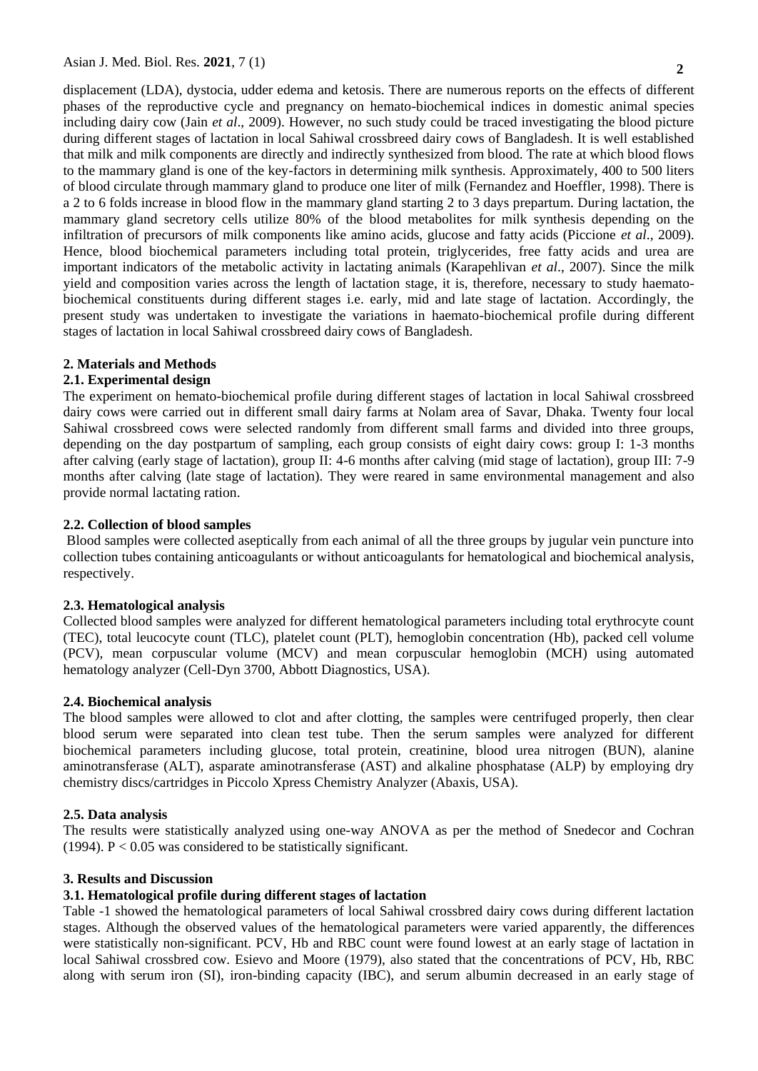displacement (LDA), dystocia, udder edema and ketosis. There are numerous reports on the effects of different phases of the reproductive cycle and pregnancy on hemato-biochemical indices in domestic animal species including dairy cow (Jain *et al*., 2009). However, no such study could be traced investigating the blood picture during different stages of lactation in local Sahiwal crossbreed dairy cows of Bangladesh. It is well established that milk and milk components are directly and indirectly synthesized from blood. The rate at which blood flows to the mammary gland is one of the key-factors in determining milk synthesis. Approximately, 400 to 500 liters of blood circulate through mammary gland to produce one liter of milk (Fernandez and Hoeffler, 1998). There is a 2 to 6 folds increase in blood flow in the mammary gland starting 2 to 3 days prepartum. During lactation, the mammary gland secretory cells utilize 80% of the blood metabolites for milk synthesis depending on the infiltration of precursors of milk components like amino acids, glucose and fatty acids (Piccione *et al*., 2009). Hence, blood biochemical parameters including total protein, triglycerides, free fatty acids and urea are important indicators of the metabolic activity in lactating animals (Karapehlivan *et al*., 2007). Since the milk yield and composition varies across the length of lactation stage, it is, therefore, necessary to study haemato-biochemical constituents during different stages i.e. early, mid and late stage of lactation. Accordingly, the present study was undertaken to investigate the variations in haemato-biochemical profile during different stages of lactation in local Sahiwal crossbreed dairy cows of Bangladesh.

## 2. Materials and Methods

### 2.1. Experimental design

The experiment on hemato-biochemical profile during different stages of lactation in local Sahiwal crossbreed dairy cows were carried out in different small dairy farms at Nolam area of Savar, Dhaka. Twenty four local Sahiwal crossbreed cows were selected randomly from different small farms and divided into three groups, depending on the day postpartum of sampling, each group consists of eight dairy cows: group I: 1-3 months after calving (early stage of lactation), group II: 4-6 months after calving (mid stage of lactation), group III: 7-9 months after calving (late stage of lactation). They were reared in same environmental management and also provide normal lactating ration.

### 2.2. Collection of blood samples

Blood samples were collected aseptically from each animal of all the three groups by jugular vein puncture into collection tubes containing anticoagulants or without anticoagulants for hematological and biochemical analysis, respectively.

### 2.3. Hematological analysis

Collected blood samples were analyzed for different hematological parameters including total erythrocyte count (TEC), total leucocyte count (TLC), platelet count (PLT), hemoglobin concentration (Hb), packed cell volume (PCV), mean corpuscular volume (MCV) and mean corpuscular hemoglobin (MCH) using automated hematology analyzer (Cell-Dyn 3700, Abbott Diagnostics, USA).

### 2.4. Biochemical analysis

The blood samples were allowed to clot and after clotting, the samples were centrifuged properly, then clear blood serum were separated into clean test tube. Then the serum samples were analyzed for different biochemical parameters including glucose, total protein, creatinine, blood urea nitrogen (BUN), alanine aminotransferase (ALT), asparate aminotransferase (AST) and alkaline phosphatase (ALP) by employing dry chemistry discs/cartridges in Piccolo Xpress Chemistry Analyzer (Abaxis, USA).

### 2.5. Data analysis

The results were statistically analyzed using one-way ANOVA as per the method of Snedecor and Cochran (1994). $P < 0.05$ was considered to be statistically significant.

## 3. Results and Discussion

### 3.1. Hematological profile during different stages of lactation

Table -1 showed the hematological parameters of local Sahiwal crossbred dairy cows during different lactation stages. Although the observed values of the hematological parameters were varied apparently, the differences were statistically non-significant. PCV, Hb and RBC count were found lowest at an early stage of lactation in local Sahiwal crossbred cow. Esievo and Moore (1979), also stated that the concentrations of PCV, Hb, RBC along with serum iron (SI), iron-binding capacity (IBC), and serum albumin decreased in an early stage of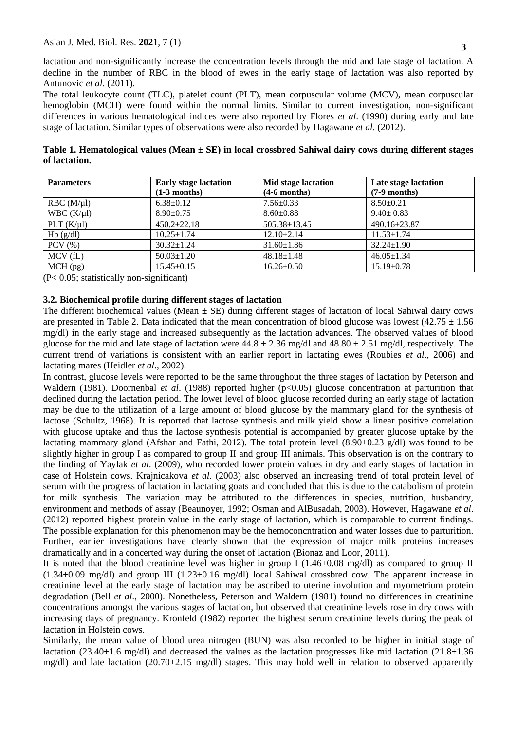lactation and non-significantly increase the concentration levels through the mid and late stage of lactation. A decline in the number of RBC in the blood of ewes in the early stage of lactation was also reported by Antunovic *et al*. (2011).

The total leukocyte count (TLC), platelet count (PLT), mean corpuscular volume (MCV), mean corpuscular hemoglobin (MCH) were found within the normal limits. Similar to current investigation, non-significant differences in various hematological indices were also reported by Flores *et al*. (1990) during early and late stage of lactation. Similar types of observations were also recorded by Hagawane *et al*. (2012).

**Table 1. Hematological values (Mean ± SE) in local crossbred Sahiwal dairy cows during different stages of lactation.**

| Parameters | Early stage lactation (1-3 months) | Mid stage lactation (4-6 months) | Late stage lactation (7-9 months) |
|---|---|---|---|
| RBC (M/µl) | 6.38±0.12 | 7.56±0.33 | 8.50±0.21 |
| WBC (K/µl) | 8.90±0.75 | 8.60±0.88 | 9.40± 0.83 |
| PLT (K/µl) | 450.2±22.18 | 505.38±13.45 | 490.16±23.87 |
| Hb (g/dl) | 10.25±1.74 | 12.10±2.14 | 11.53±1.74 |
| PCV (%) | 30.32±1.24 | 31.60±1.86 | 32.24±1.90 |
| MCV (fL) | 50.03±1.20 | 48.18±1.48 | 46.05±1.34 |
| MCH (pg) | 15.45±0.15 | 16.26±0.50 | 15.19±0.78 |

($P < 0.05$; statistically non-significant)

### 3.2. Biochemical profile during different stages of lactation

The different biochemical values (Mean ± SE) during different stages of lactation of local Sahiwal dairy cows are presented in Table 2. Data indicated that the mean concentration of blood glucose was lowest (42.75 ± 1.56 mg/dl) in the early stage and increased subsequently as the lactation advances. The observed values of blood glucose for the mid and late stage of lactation were 44.8 ± 2.36 mg/dl and 48.80 ± 2.51 mg/dl, respectively. The current trend of variations is consistent with an earlier report in lactating ewes (Roubies *et al*., 2006) and lactating mares (Heidler *et al*., 2002).

In contrast, glucose levels were reported to be the same throughout the three stages of lactation by Peterson and Waldern (1981). Doornenbal *et al*. (1988) reported higher ($p<0.05$) glucose concentration at parturition that declined during the lactation period. The lower level of blood glucose recorded during an early stage of lactation may be due to the utilization of a large amount of blood glucose by the mammary gland for the synthesis of lactose (Schultz, 1968). It is reported that lactose synthesis and milk yield show a linear positive correlation with glucose uptake and thus the lactose synthesis potential is accompanied by greater glucose uptake by the lactating mammary gland (Afshar and Fathi, 2012). The total protein level (8.90±0.23 g/dl) was found to be slightly higher in group I as compared to group II and group III animals. This observation is on the contrary to the finding of Yaylak *et al*. (2009), who recorded lower protein values in dry and early stages of lactation in case of Holstein cows. Krajnicakova *et al*. (2003) also observed an increasing trend of total protein level of serum with the progress of lactation in lactating goats and concluded that this is due to the catabolism of protein for milk synthesis. The variation may be attributed to the differences in species, nutrition, husbandry, environment and methods of assay (Beaunoyer, 1992; Osman and AlBusadah, 2003). However, Hagawane *et al*. (2012) reported highest protein value in the early stage of lactation, which is comparable to current findings. The possible explanation for this phenomenon may be the hemoconcntration and water losses due to parturition. Further, earlier investigations have clearly shown that the expression of major milk proteins increases dramatically and in a concerted way during the onset of lactation (Bionaz and Loor, 2011).

It is noted that the blood creatinine level was higher in group I (1.46±0.08 mg/dl) as compared to group II (1.34±0.09 mg/dl) and group III (1.23±0.16 mg/dl) local Sahiwal crossbred cow. The apparent increase in creatinine level at the early stage of lactation may be ascribed to uterine involution and myometrium protein degradation (Bell *et al*., 2000). Nonetheless, Peterson and Waldern (1981) found no differences in creatinine concentrations amongst the various stages of lactation, but observed that creatinine levels rose in dry cows with increasing days of pregnancy. Kronfeld (1982) reported the highest serum creatinine levels during the peak of lactation in Holstein cows.

Similarly, the mean value of blood urea nitrogen (BUN) was also recorded to be higher in initial stage of lactation (23.40±1.6 mg/dl) and decreased the values as the lactation progresses like mid lactation (21.8±1.36 mg/dl) and late lactation (20.70±2.15 mg/dl) stages. This may hold well in relation to observed apparently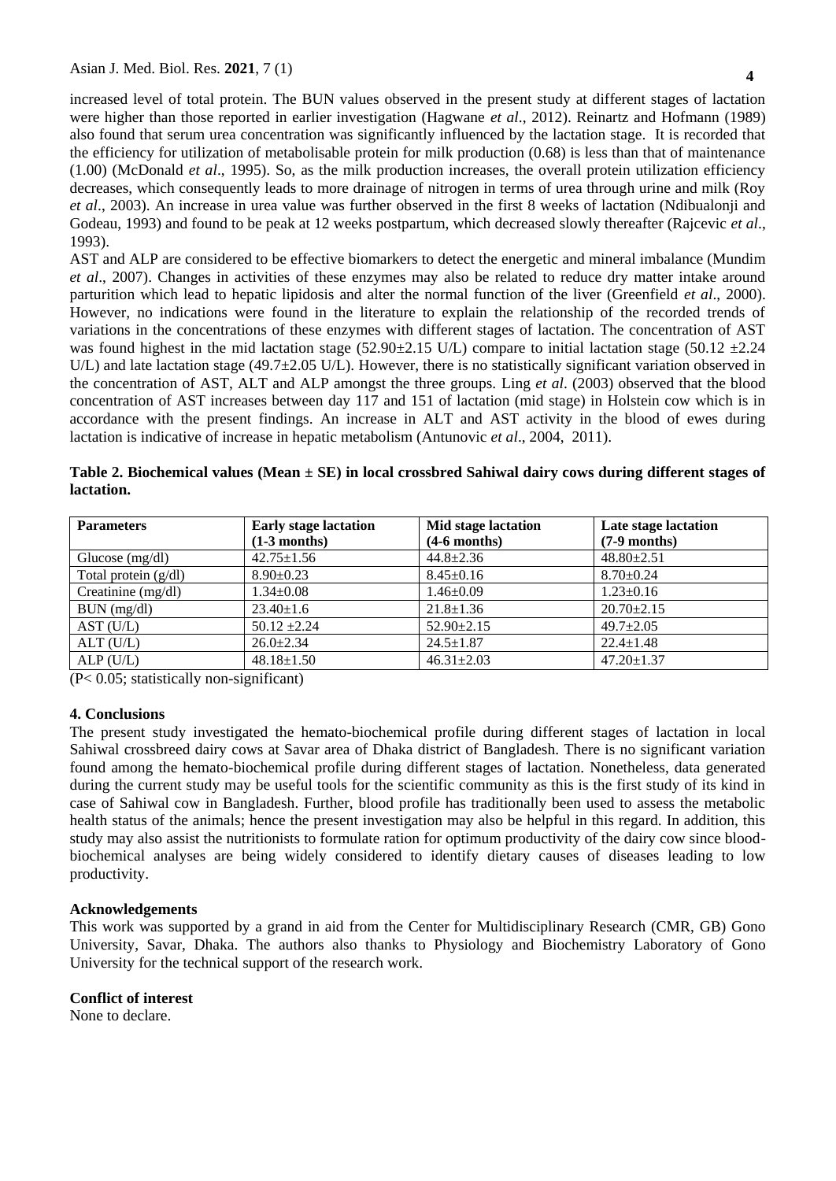increased level of total protein. The BUN values observed in the present study at different stages of lactation were higher than those reported in earlier investigation (Hagwane *et al*., 2012). Reinartz and Hofmann (1989) also found that serum urea concentration was significantly influenced by the lactation stage. It is recorded that the efficiency for utilization of metabolisable protein for milk production (0.68) is less than that of maintenance (1.00) (McDonald *et al*., 1995). So, as the milk production increases, the overall protein utilization efficiency decreases, which consequently leads to more drainage of nitrogen in terms of urea through urine and milk (Roy *et al*., 2003). An increase in urea value was further observed in the first 8 weeks of lactation (Ndibualonji and Godeau, 1993) and found to be peak at 12 weeks postpartum, which decreased slowly thereafter (Rajcevic *et al*., 1993).

AST and ALP are considered to be effective biomarkers to detect the energetic and mineral imbalance (Mundim *et al*., 2007). Changes in activities of these enzymes may also be related to reduce dry matter intake around parturition which lead to hepatic lipidosis and alter the normal function of the liver (Greenfield *et al*., 2000). However, no indications were found in the literature to explain the relationship of the recorded trends of variations in the concentrations of these enzymes with different stages of lactation. The concentration of AST was found highest in the mid lactation stage (52.90±2.15 U/L) compare to initial lactation stage (50.12 ±2.24 U/L) and late lactation stage (49.7±2.05 U/L). However, there is no statistically significant variation observed in the concentration of AST, ALT and ALP amongst the three groups. Ling *et al*. (2003) observed that the blood concentration of AST increases between day 117 and 151 of lactation (mid stage) in Holstein cow which is in accordance with the present findings. An increase in ALT and AST activity in the blood of ewes during lactation is indicative of increase in hepatic metabolism (Antunovic *et al*., 2004, 2011).

**Table 2. Biochemical values (Mean ± SE) in local crossbred Sahiwal dairy cows during different stages of lactation.**

| Parameters | Early stage lactation (1-3 months) | Mid stage lactation (4-6 months) | Late stage lactation (7-9 months) |
|---|---|---|---|
| Glucose (mg/dl) | 42.75±1.56 | 44.8±2.36 | 48.80±2.51 |
| Total protein (g/dl) | 8.90±0.23 | 8.45±0.16 | 8.70±0.24 |
| Creatinine (mg/dl) | 1.34±0.08 | 1.46±0.09 | 1.23±0.16 |
| BUN (mg/dl) | 23.40±1.6 | 21.8±1.36 | 20.70±2.15 |
| AST (U/L) | 50.12 ±2.24 | 52.90±2.15 | 49.7±2.05 |
| ALT (U/L) | 26.0±2.34 | 24.5±1.87 | 22.4±1.48 |
| ALP (U/L) | 48.18±1.50 | 46.31±2.03 | 47.20±1.37 |

($P< 0.05$; statistically non-significant)

## 4. Conclusions

The present study investigated the hemato-biochemical profile during different stages of lactation in local Sahiwal crossbreed dairy cows at Savar area of Dhaka district of Bangladesh. There is no significant variation found among the hemato-biochemical profile during different stages of lactation. Nonetheless, data generated during the current study may be useful tools for the scientific community as this is the first study of its kind in case of Sahiwal cow in Bangladesh. Further, blood profile has traditionally been used to assess the metabolic health status of the animals; hence the present investigation may also be helpful in this regard. In addition, this study may also assist the nutritionists to formulate ration for optimum productivity of the dairy cow since blood-biochemical analyses are being widely considered to identify dietary causes of diseases leading to low productivity.

## Acknowledgements

This work was supported by a grand in aid from the Center for Multidisciplinary Research (CMR, GB) Gono University, Savar, Dhaka. The authors also thanks to Physiology and Biochemistry Laboratory of Gono University for the technical support of the research work.

## Conflict of interest

None to declare.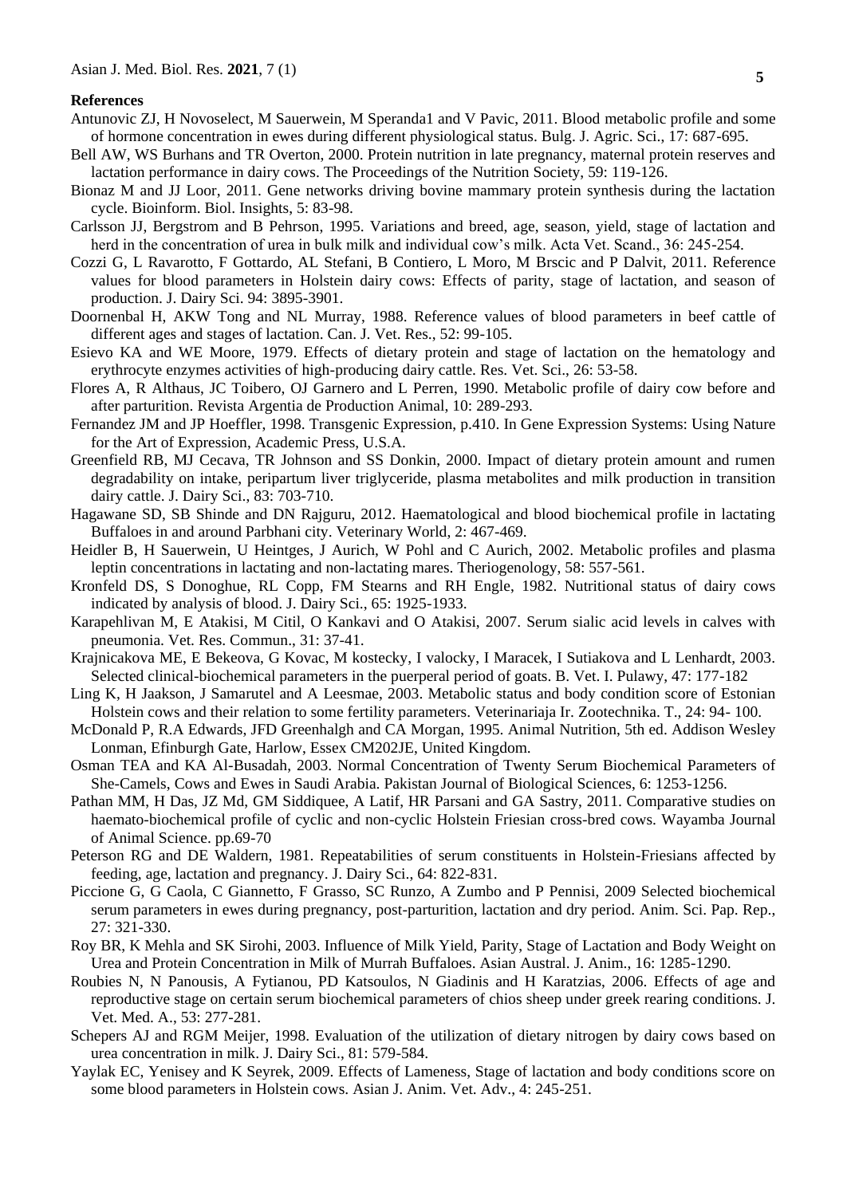**References**

Antunovic ZJ, H Novoselect, M Sauerwein, M Speranda1 and V Pavic, 2011. Blood metabolic profile and some of hormone concentration in ewes during different physiological status. Bulg. J. Agric. Sci., 17: 687-695.

Bell AW, WS Burhans and TR Overton, 2000. Protein nutrition in late pregnancy, maternal protein reserves and lactation performance in dairy cows. The Proceedings of the Nutrition Society, 59: 119-126.

Bionaz M and JJ Loor, 2011. Gene networks driving bovine mammary protein synthesis during the lactation cycle. Bioinform. Biol. Insights, 5: 83-98.

Carlsson JJ, Bergstrom and B Pehrson, 1995. Variations and breed, age, season, yield, stage of lactation and herd in the concentration of urea in bulk milk and individual cow's milk. Acta Vet. Scand., 36: 245-254.

Cozzi G, L Ravarotto, F Gottardo, AL Stefani, B Contiero, L Moro, M Brscic and P Dalvit, 2011. Reference values for blood parameters in Holstein dairy cows: Effects of parity, stage of lactation, and season of production. J. Dairy Sci. 94: 3895-3901.

Doornenbal H, AKW Tong and NL Murray, 1988. Reference values of blood parameters in beef cattle of different ages and stages of lactation. Can. J. Vet. Res., 52: 99-105.

Esievo KA and WE Moore, 1979. Effects of dietary protein and stage of lactation on the hematology and erythrocyte enzymes activities of high-producing dairy cattle. Res. Vet. Sci., 26: 53-58.

Flores A, R Althaus, JC Toibero, OJ Garnero and L Perren, 1990. Metabolic profile of dairy cow before and after parturition. Revista Argentia de Production Animal, 10: 289-293.

Fernandez JM and JP Hoeffler, 1998. Transgenic Expression, p.410. In Gene Expression Systems: Using Nature for the Art of Expression, Academic Press, U.S.A.

Greenfield RB, MJ Cecava, TR Johnson and SS Donkin, 2000. Impact of dietary protein amount and rumen degradability on intake, peripartum liver triglyceride, plasma metabolites and milk production in transition dairy cattle. J. Dairy Sci., 83: 703-710.

Hagawane SD, SB Shinde and DN Rajguru, 2012. Haematological and blood biochemical profile in lactating Buffaloes in and around Parbhani city. Veterinary World, 2: 467-469.

Heidler B, H Sauerwein, U Heintges, J Aurich, W Pohl and C Aurich, 2002. Metabolic profiles and plasma leptin concentrations in lactating and non-lactating mares. Theriogenology, 58: 557-561.

Kronfeld DS, S Donoghue, RL Copp, FM Stearns and RH Engle, 1982. Nutritional status of dairy cows indicated by analysis of blood. J. Dairy Sci., 65: 1925-1933.

Karapehlivan M, E Atakisi, M Citil, O Kankavi and O Atakisi, 2007. Serum sialic acid levels in calves with pneumonia. Vet. Res. Commun., 31: 37-41.

Krajnicakova ME, E Bekeova, G Kovac, M kostecky, I valocky, I Maracek, I Sutiakova and L Lenhardt, 2003. Selected clinical-biochemical parameters in the puerperal period of goats. B. Vet. I. Pulawy, 47: 177-182

Ling K, H Jaakson, J Samarutel and A Leesmae, 2003. Metabolic status and body condition score of Estonian Holstein cows and their relation to some fertility parameters. Veterinariaja Ir. Zootechnika. T., 24: 94- 100.

McDonald P, R.A Edwards, JFD Greenhalgh and CA Morgan, 1995. Animal Nutrition, 5th ed. Addison Wesley Lonman, Efinburgh Gate, Harlow, Essex CM202JE, United Kingdom.

Osman TEA and KA Al-Busadah, 2003. Normal Concentration of Twenty Serum Biochemical Parameters of She-Camels, Cows and Ewes in Saudi Arabia. Pakistan Journal of Biological Sciences, 6: 1253-1256.

Pathan MM, H Das, JZ Md, GM Siddiquee, A Latif, HR Parsani and GA Sastry, 2011. Comparative studies on haemato-biochemical profile of cyclic and non-cyclic Holstein Friesian cross-bred cows. Wayamba Journal of Animal Science. pp.69-70

Peterson RG and DE Waldern, 1981. Repeatabilities of serum constituents in Holstein-Friesians affected by feeding, age, lactation and pregnancy. J. Dairy Sci., 64: 822-831.

Piccione G, G Caola, C Giannetto, F Grasso, SC Runzo, A Zumbo and P Pennisi, 2009 Selected biochemical serum parameters in ewes during pregnancy, post-parturition, lactation and dry period. Anim. Sci. Pap. Rep., 27: 321-330.

Roy BR, K Mehla and SK Sirohi, 2003. Influence of Milk Yield, Parity, Stage of Lactation and Body Weight on Urea and Protein Concentration in Milk of Murrah Buffaloes. Asian Austral. J. Anim., 16: 1285-1290.

Roubies N, N Panousis, A Fytianou, PD Katsoulos, N Giadinis and H Karatzias, 2006. Effects of age and reproductive stage on certain serum biochemical parameters of chios sheep under greek rearing conditions. J. Vet. Med. A., 53: 277-281.

Schepers AJ and RGM Meijer, 1998. Evaluation of the utilization of dietary nitrogen by dairy cows based on urea concentration in milk. J. Dairy Sci., 81: 579-584.

Yaylak EC, Yenisey and K Seyrek, 2009. Effects of Lameness, Stage of lactation and body conditions score on some blood parameters in Holstein cows. Asian J. Anim. Vet. Adv., 4: 245-251.